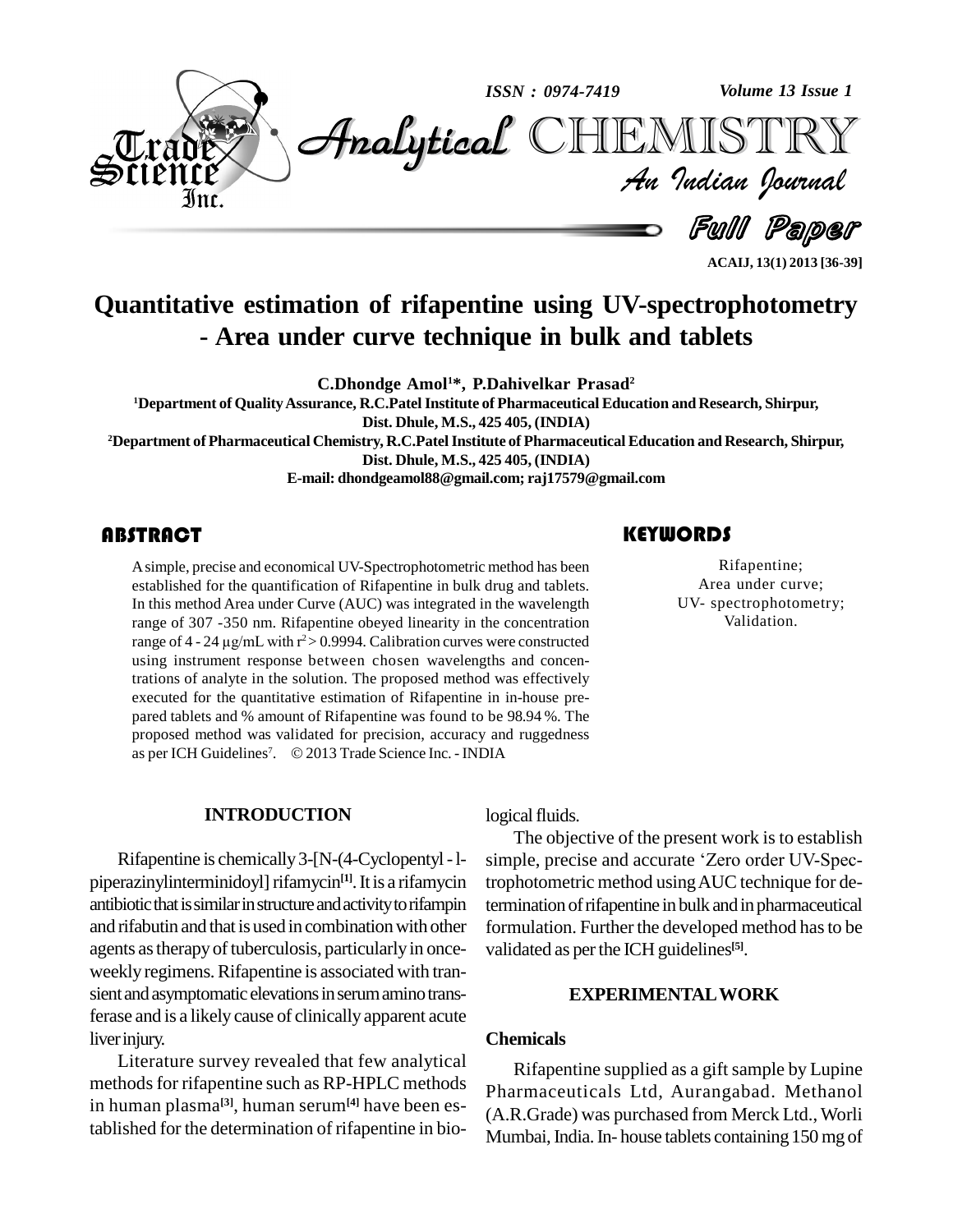# Quantitative estimation of rifapentine using UV-spectrophotometry - Area under curve technique in bulk and tablets

**C.Dhondge Amol[1]*, P.Dahivelkar Prasad[2]**

[1]Department of Quality Assurance, R.C.Patel Institute of Pharmaceutical Education and Research, Shirpur, Dist. Dhule, M.S., 425 405, (INDIA)

[2]Department of Pharmaceutical Chemistry, R.C.Patel Institute of Pharmaceutical Education and Research, Shirpur, Dist. Dhule, M.S., 425 405, (INDIA)

E-mail: dhondgeamol88@gmail.com; raj17579@gmail.com

## ABSTRACT

A simple, precise and economical UV-Spectrophotometric method has been established for the quantification of Rifapentine in bulk drug and tablets. In this method Area under Curve (AUC) was integrated in the wavelength range of 307 -350 nm. Rifapentine obeyed linearity in the concentration range of 4 - 24 μg/mL with $r^2 > 0.9994$. Calibration curves were constructed using instrument response between chosen wavelengths and concentrations of analyte in the solution. The proposed method was effectively executed for the quantitative estimation of Rifapentine in in-house prepared tablets and % amount of Rifapentine was found to be 98.94 %. The proposed method was validated for precision, accuracy and ruggedness as per ICH Guidelines[7]. © 2013 Trade Science Inc. - INDIA

## KEYWORDS

Rifapentine;
Area under curve;
UV- spectrophotometry;
Validation.

## INTRODUCTION

Rifapentine is chemically 3-[N-(4-Cyclopentyl - l-piperazinylinterminidoyl] rifamycin[1]. It is a rifamycin antibiotic that is similar in structure and activity to rifampin and rifabutin and that is used in combination with other agents as therapy of tuberculosis, particularly in once-weekly regimens. Rifapentine is associated with transient and asymptomatic elevations in serum amino transferase and is a likely cause of clinically apparent acute liver injury.

Literature survey revealed that few analytical methods for rifapentine such as RP-HPLC methods in human plasma[3], human serum[4] have been established for the determination of rifapentine in biological fluids.

The objective of the present work is to establish simple, precise and accurate 'Zero order UV-Spectrophotometric method using AUC technique for determination of rifapentine in bulk and in pharmaceutical formulation. Further the developed method has to be validated as per the ICH guidelines[5].

## EXPERIMENTAL WORK

### Chemicals

Rifapentine supplied as a gift sample by Lupine Pharmaceuticals Ltd, Aurangabad. Methanol (A.R.Grade) was purchased from Merck Ltd., Worli Mumbai, India. In- house tablets containing 150 mg of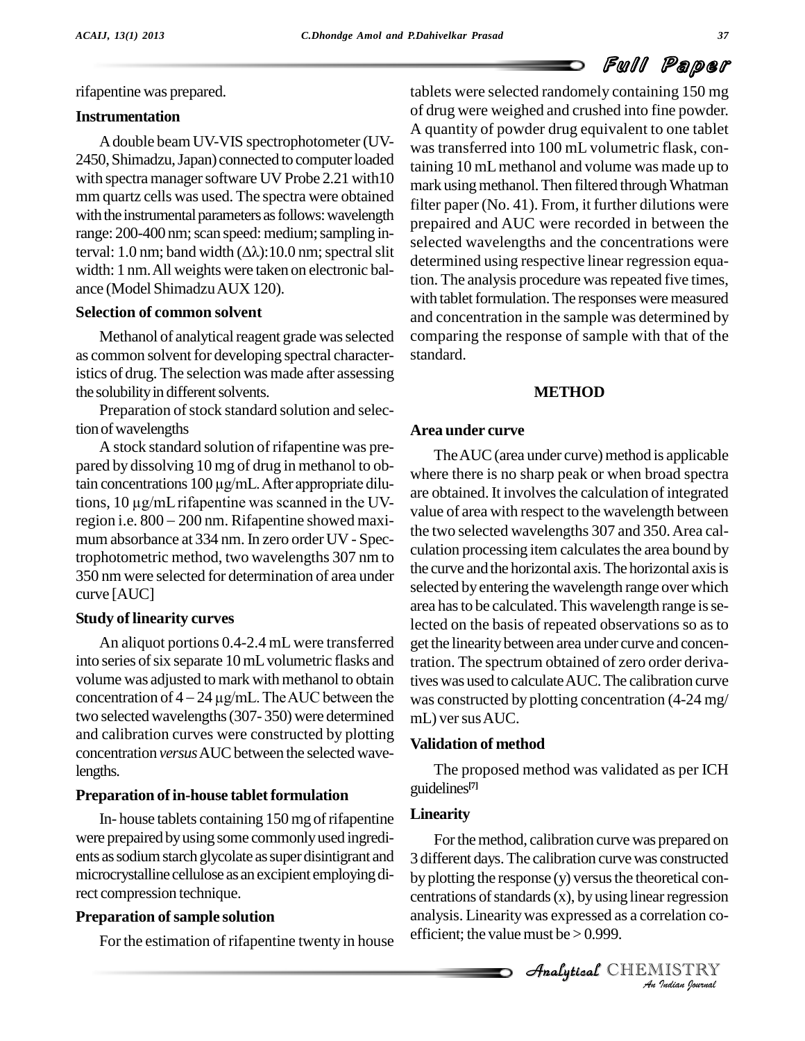rifapentine was prepared.

### Instrumentation

A double beam UV-VIS spectrophotometer (UV-2450, Shimadzu, Japan) connected to computer loaded with spectra manager software UV Probe 2.21 with10 mm quartz cells was used. The spectra were obtained with the instrumental parameters as follows: wavelength range: 200-400 nm; scan speed: medium; sampling interval: 1.0 nm; band width ($\Delta\lambda$):10.0 nm; spectral slit width: 1 nm. All weights were taken on electronic balance (Model Shimadzu AUX 120).

### Selection of common solvent

Methanol of analytical reagent grade was selected as common solvent for developing spectral characteristics of drug. The selection was made after assessing the solubility in different solvents.

Preparation of stock standard solution and selection of wavelengths

A stock standard solution of rifapentine was prepared by dissolving 10 mg of drug in methanol to obtain concentrations 100 µg/mL. After appropriate dilutions, 10 µg/mL rifapentine was scanned in the UV-region i.e. 800 – 200 nm. Rifapentine showed maximum absorbance at 334 nm. In zero order UV - Spectrophotometric method, two wavelengths 307 nm to 350 nm were selected for determination of area under curve [AUC]

### Study of linearity curves

An aliquot portions 0.4-2.4 mL were transferred into series of six separate 10 mL volumetric flasks and volume was adjusted to mark with methanol to obtain concentration of 4 – 24 µg/mL. The AUC between the two selected wavelengths (307- 350) were determined and calibration curves were constructed by plotting concentration *versus* AUC between the selected wavelengths.

### Preparation of in-house tablet formulation

In- house tablets containing 150 mg of rifapentine were prepaired by using some commonly used ingredients as sodium starch glycolate as super disintigrant and microcrystalline cellulose as an excipient employing direct compression technique.

### Preparation of sample solution

For the estimation of rifapentine twenty in house tablets were selected randomely containing 150 mg of drug were weighed and crushed into fine powder. A quantity of powder drug equivalent to one tablet was transferred into 100 mL volumetric flask, containing 10 mL methanol and volume was made up to mark using methanol. Then filtered through Whatman filter paper (No. 41). From, it further dilutions were prepaired and AUC were recorded in between the selected wavelengths and the concentrations were determined using respective linear regression equation. The analysis procedure was repeated five times, with tablet formulation. The responses were measured and concentration in the sample was determined by comparing the response of sample with that of the standard.

## METHOD

### Area under curve

The AUC (area under curve) method is applicable where there is no sharp peak or when broad spectra are obtained. It involves the calculation of integrated value of area with respect to the wavelength between the two selected wavelengths 307 and 350. Area calculation processing item calculates the area bound by the curve and the horizontal axis. The horizontal axis is selected by entering the wavelength range over which area has to be calculated. This wavelength range is selected on the basis of repeated observations so as to get the linearity between area under curve and concentration. The spectrum obtained of zero order derivatives was used to calculate AUC. The calibration curve was constructed by plotting concentration (4-24 mg/mL) ver sus AUC.

### Validation of method

The proposed method was validated as per ICH guidelines[7]

### Linearity

For the method, calibration curve was prepared on 3 different days. The calibration curve was constructed by plotting the response (y) versus the theoretical concentrations of standards (x), by using linear regression analysis. Linearity was expressed as a correlation coefficient; the value must be > 0.999.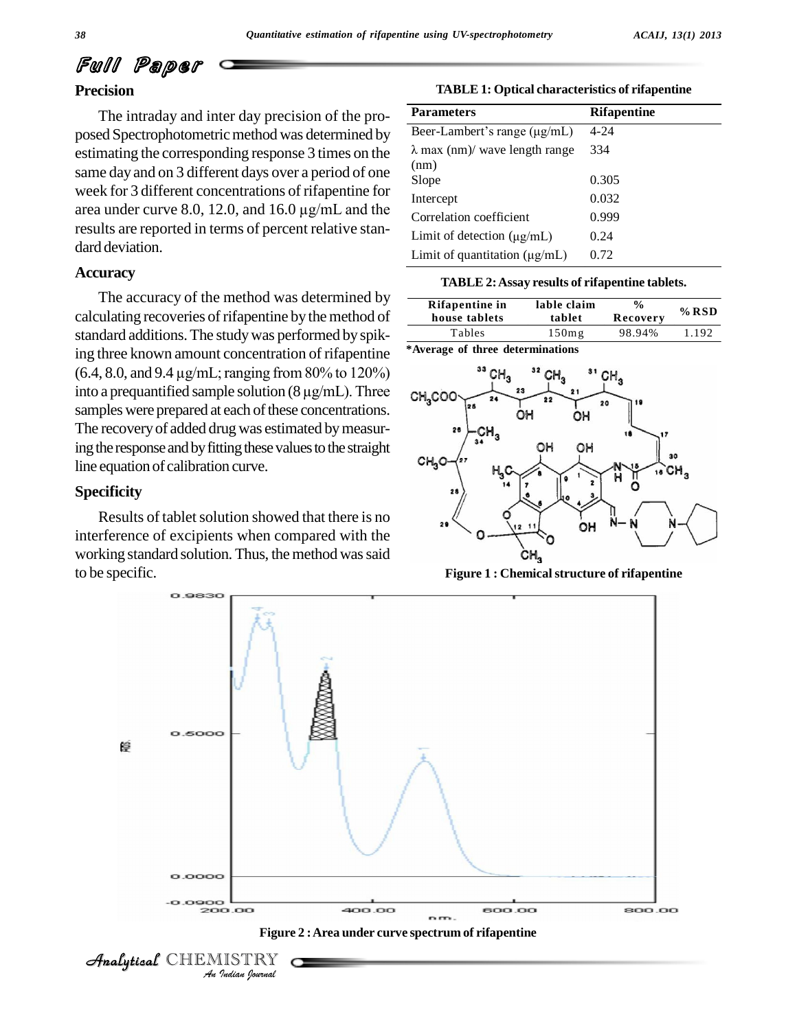## Precision

The intraday and inter day precision of the proposed Spectrophotometric method was determined by estimating the corresponding response 3 times on the same day and on 3 different days over a period of one week for 3 different concentrations of rifapentine for area under curve 8.0, 12.0, and 16.0 µg/mL and the results are reported in terms of percent relative standard deviation.

## Accuracy

The accuracy of the method was determined by calculating recoveries of rifapentine by the method of standard additions. The study was performed by spiking three known amount concentration of rifapentine (6.4, 8.0, and 9.4 µg/mL; ranging from 80% to 120%) into a prequantified sample solution (8 µg/mL). Three samples were prepared at each of these concentrations. The recovery of added drug was estimated by measuring the response and by fitting these values to the straight line equation of calibration curve.

## Specificity

Results of tablet solution showed that there is no interference of excipients when compared with the working standard solution. Thus, the method was said to be specific.

**TABLE 1: Optical characteristics of rifapentine**

| Parameters | Rifapentine |
|---|---|
| Beer-Lambert's range (µg/mL) | 4-24 |
| λ max (nm)/ wave length range (nm) | 334 |
| Slope | 0.305 |
| Intercept | 0.032 |
| Correlation coefficient | 0.999 |
| Limit of detection (µg/mL) | 0.24 |
| Limit of quantitation (µg/mL) | 0.72 |

**TABLE 2: Assay results of rifapentine tablets.**

| Rifapentine in house tablets | lable claim tablet | % Recovery | % RSD |
|---|---|---|---|
| Tables | 150mg | 98.94% | 1.192 |

*Average of three determinations

**Figure 1 : Chemical structure of rifapentine**

**Figure 2 : Area under curve spectrum of rifapentine**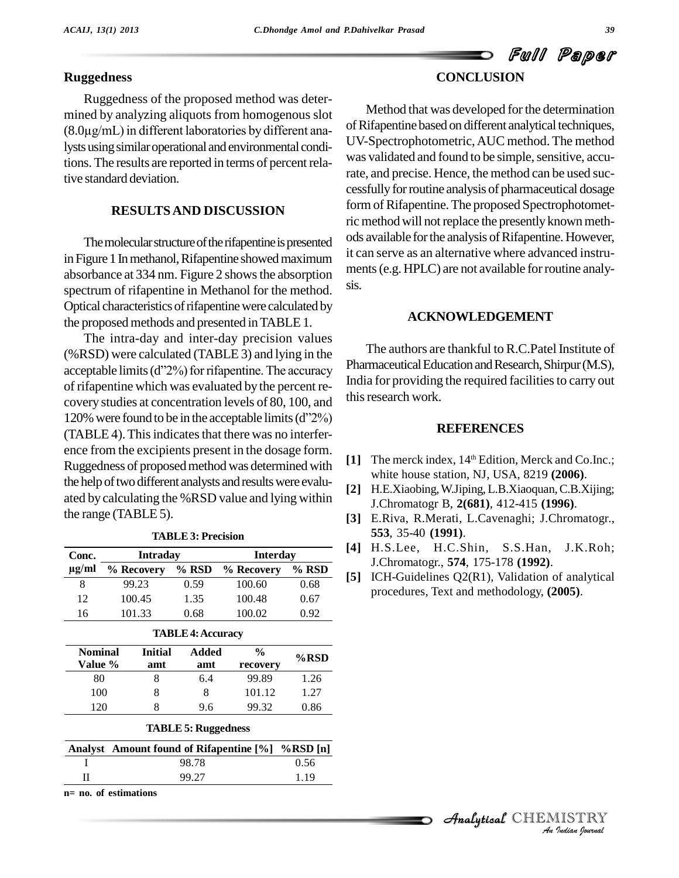## Ruggedness

Ruggedness of the proposed method was determined by analyzing aliquots from homogenous slot (8.0µg/mL) in different laboratories by different analysts using similar operational and environmental conditions. The results are reported in terms of percent relative standard deviation.

## RESULTS AND DISCUSSION

The molecular structure of the rifapentine is presented in Figure 1 In methanol, Rifapentine showed maximum absorbance at 334 nm. Figure 2 shows the absorption spectrum of rifapentine in Methanol for the method. Optical characteristics of rifapentine were calculated by the proposed methods and presented in TABLE 1.

The intra-day and inter-day precision values (%RSD) were calculated (TABLE 3) and lying in the acceptable limits (d"2%) for rifapentine. The accuracy of rifapentine which was evaluated by the percent recovery studies at concentration levels of 80, 100, and 120% were found to be in the acceptable limits (d"2%) (TABLE 4). This indicates that there was no interference from the excipients present in the dosage form. Ruggedness of proposed method was determined with the help of two different analysts and results were evaluated by calculating the %RSD value and lying within the range (TABLE 5).

**TABLE 3: Precision**

| Conc. µg/ml | Intraday | | Interday | |
|---|---|---|---|---|
| | % Recovery | % RSD | % Recovery | % RSD |
| 8 | 99.23 | 0.59 | 100.60 | 0.68 |
| 12 | 100.45 | 1.35 | 100.48 | 0.67 |
| 16 | 101.33 | 0.68 | 100.02 | 0.92 |

**TABLE 4: Accuracy**

| Nominal Value % | Initial amt | Added amt | % recovery | %RSD |
|---|---|---|---|---|
| 80 | 8 | 6.4 | 99.89 | 1.26 |
| 100 | 8 | 8 | 101.12 | 1.27 |
| 120 | 8 | 9.6 | 99.32 | 0.86 |

**TABLE 5: Ruggedness**

| Analyst | Amount found of Rifapentine [%] | %RSD [n] |
|---|---|---|
| I | 98.78 | 0.56 |
| II | 99.27 | 1.19 |

n= no. of estimations

## CONCLUSION

Method that was developed for the determination of Rifapentine based on different analytical techniques, UV-Spectrophotometric, AUC method. The method was validated and found to be simple, sensitive, accurate, and precise. Hence, the method can be used successfully for routine analysis of pharmaceutical dosage form of Rifapentine. The proposed Spectrophotometric method will not replace the presently known methods available for the analysis of Rifapentine. However, it can serve as an alternative where advanced instruments (e.g. HPLC) are not available for routine analysis.

## ACKNOWLEDGEMENT

The authors are thankful to R.C.Patel Institute of Pharmaceutical Education and Research, Shirpur (M.S), India for providing the required facilities to carry out this research work.

## REFERENCES

- **[1]** The merck index, 14th Edition, Merck and Co.Inc.; white house station, NJ, USA, 8219 **(2006)**.
- **[2]** H.E.Xiaobing, W.Jiping, L.B.Xiaoquan, C.B.Xijing; J.Chromatogr B, **2(681)**, 412-415 **(1996)**.
- **[3]** E.Riva, R.Merati, L.Cavenaghi; J.Chromatogr., **553**, 35-40 **(1991)**.
- **[4]** H.S.Lee, H.C.Shin, S.S.Han, J.K.Roh; J.Chromatogr., **574**, 175-178 **(1992)**.
- **[5]** ICH-Guidelines Q2(R1), Validation of analytical procedures, Text and methodology, **(2005)**.